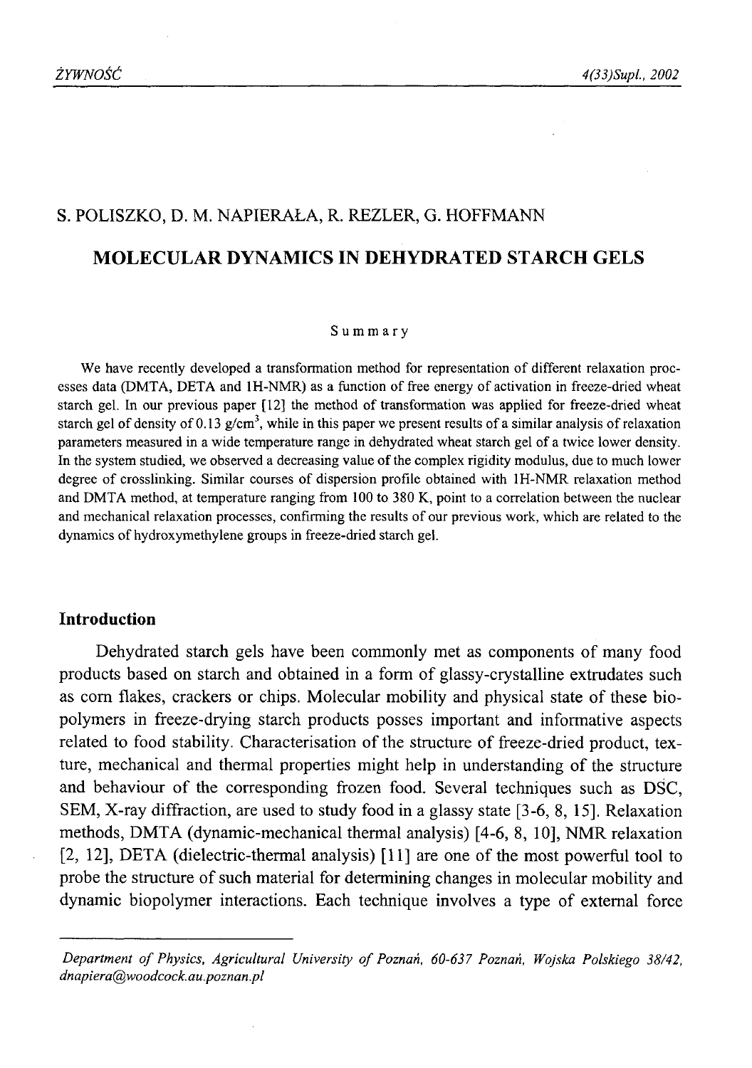S. POLISZKO, D. M. NAPIERAŁA, R. REZLER, G. HOFFMANN

# MOLECULAR DYNAMICS IN DEHYDRATED STARCH GELS

## Summary

We have recently developed a transformation method for representation of different relaxation processes data (DMTA, DETA and 1H-NMR) as a function of free energy of activation in freeze-dried wheat starch gel. In our previous paper [12] the method of transformation was applied for freeze-dried wheat starch gel of density of 0.13 g/cm$^3$, while in this paper we present results of a similar analysis of relaxation parameters measured in a wide temperature range in dehydrated wheat starch gel of a twice lower density. In the system studied, we observed a decreasing value of the complex rigidity modulus, due to much lower degree of crosslinking. Similar courses of dispersion profile obtained with 1H-NMR relaxation method and DMTA method, at temperature ranging from 100 to 380 K, point to a correlation between the nuclear and mechanical relaxation processes, confirming the results of our previous work, which are related to the dynamics of hydroxymethylene groups in freeze-dried starch gel.

## Introduction

Dehydrated starch gels have been commonly met as components of many food products based on starch and obtained in a form of glassy-crystalline extrudates such as corn flakes, crackers or chips. Molecular mobility and physical state of these biopolymers in freeze-drying starch products posses important and informative aspects related to food stability. Characterisation of the structure of freeze-dried product, texture, mechanical and thermal properties might help in understanding of the structure and behaviour of the corresponding frozen food. Several techniques such as DSC, SEM, X-ray diffraction, are used to study food in a glassy state [3-6, 8, 15]. Relaxation methods, DMTA (dynamic-mechanical thermal analysis) [4-6, 8, 10], NMR relaxation [2, 12], DETA (dielectric-thermal analysis) [11] are one of the most powerful tool to probe the structure of such material for determining changes in molecular mobility and dynamic biopolymer interactions. Each technique involves a type of external force

*Department of Physics, Agricultural University of Poznań, 60-637 Poznań, Wojska Polskiego 38/42, dnapiera@woodcock.au.poznan.pl*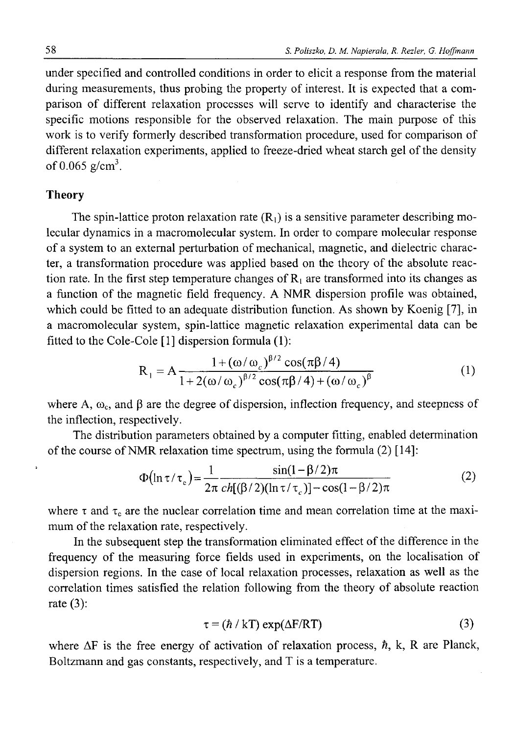under specified and controlled conditions in order to elicit a response from the material during measurements, thus probing the property of interest. It is expected that a comparison of different relaxation processes will serve to identify and characterise the specific motions responsible for the observed relaxation. The main purpose of this work is to verify formerly described transformation procedure, used for comparison of different relaxation experiments, applied to freeze-dried wheat starch gel of the density of 0.065 g/cm$^3$.

## Theory

The spin-lattice proton relaxation rate ($R_1$) is a sensitive parameter describing molecular dynamics in a macromolecular system. In order to compare molecular response of a system to an external perturbation of mechanical, magnetic, and dielectric character, a transformation procedure was applied based on the theory of the absolute reaction rate. In the first step temperature changes of $R_1$ are transformed into its changes as a function of the magnetic field frequency. A NMR dispersion profile was obtained, which could be fitted to an adequate distribution function. As shown by Koenig [7], in a macromolecular system, spin-lattice magnetic relaxation experimental data can be fitted to the Cole-Cole [1] dispersion formula (1):

$$R_1 = A\frac{1+(\omega/\omega_c)^{\beta/2}\cos(\pi\beta/4)}{1+2(\omega/\omega_c)^{\beta/2}\cos(\pi\beta/4)+(\omega/\omega_c)^{\beta}} \tag{1}$$

where A, $\omega_c$, and $\beta$ are the degree of dispersion, inflection frequency, and steepness of the inflection, respectively.

The distribution parameters obtained by a computer fitting, enabled determination of the course of NMR relaxation time spectrum, using the formula (2) [14]:

$$\Phi(\ln\tau/\tau_c) = \frac{1}{2\pi}\frac{\sin(1-\beta/2)\pi}{ch[(\beta/2)(\ln\tau/\tau_c)]-\cos(1-\beta/2)\pi} \tag{2}$$

where $\tau$ and $\tau_c$ are the nuclear correlation time and mean correlation time at the maximum of the relaxation rate, respectively.

In the subsequent step the transformation eliminated effect of the difference in the frequency of the measuring force fields used in experiments, on the localisation of dispersion regions. In the case of local relaxation processes, relaxation as well as the correlation times satisfied the relation following from the theory of absolute reaction rate (3):

$$\tau = (\hbar/kT)\exp(\Delta F/RT) \tag{3}$$

where $\Delta F$ is the free energy of activation of relaxation process, $\hbar$, k, R are Planck, Boltzmann and gas constants, respectively, and T is a temperature.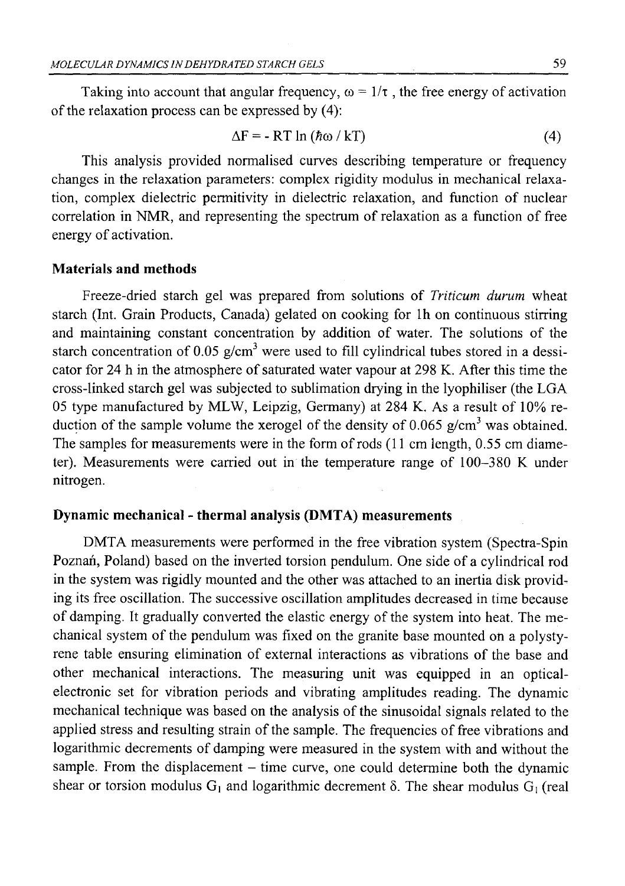Taking into account that angular frequency, $\omega = 1/\tau$, the free energy of activation of the relaxation process can be expressed by (4):

$$\Delta F = - RT \ln (\hbar\omega / kT) \tag{4}$$

This analysis provided normalised curves describing temperature or frequency changes in the relaxation parameters: complex rigidity modulus in mechanical relaxation, complex dielectric permitivity in dielectric relaxation, and function of nuclear correlation in NMR, and representing the spectrum of relaxation as a function of free energy of activation.

## Materials and methods

Freeze-dried starch gel was prepared from solutions of *Triticum durum* wheat starch (Int. Grain Products, Canada) gelated on cooking for 1h on continuous stirring and maintaining constant concentration by addition of water. The solutions of the starch concentration of 0.05 $g/cm^3$ were used to fill cylindrical tubes stored in a dessicator for 24 h in the atmosphere of saturated water vapour at 298 K. After this time the cross-linked starch gel was subjected to sublimation drying in the lyophiliser (the LGA 05 type manufactured by MLW, Leipzig, Germany) at 284 K. As a result of 10% reduction of the sample volume the xerogel of the density of 0.065 $g/cm^3$ was obtained. The samples for measurements were in the form of rods (11 cm length, 0.55 cm diameter). Measurements were carried out in the temperature range of 100–380 K under nitrogen.

## Dynamic mechanical - thermal analysis (DMTA) measurements

DMTA measurements were performed in the free vibration system (Spectra-Spin Poznań, Poland) based on the inverted torsion pendulum. One side of a cylindrical rod in the system was rigidly mounted and the other was attached to an inertia disk providing its free oscillation. The successive oscillation amplitudes decreased in time because of damping. It gradually converted the elastic energy of the system into heat. The mechanical system of the pendulum was fixed on the granite base mounted on a polystyrene table ensuring elimination of external interactions as vibrations of the base and other mechanical interactions. The measuring unit was equipped in an optical-electronic set for vibration periods and vibrating amplitudes reading. The dynamic mechanical technique was based on the analysis of the sinusoidal signals related to the applied stress and resulting strain of the sample. The frequencies of free vibrations and logarithmic decrements of damping were measured in the system with and without the sample. From the displacement – time curve, one could determine both the dynamic shear or torsion modulus $G_1$ and logarithmic decrement $\delta$. The shear modulus $G_1$ (real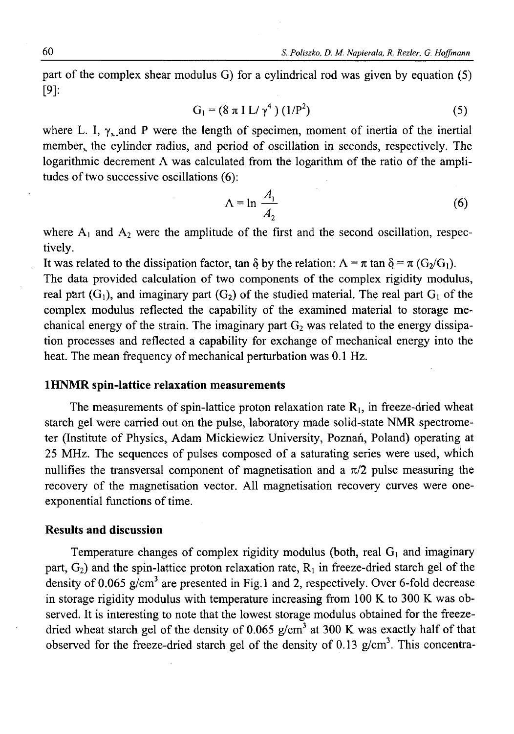part of the complex shear modulus G) for a cylindrical rod was given by equation (5) [9]:

$$G_1 = (8 \pi I L / \gamma^4) (1/P^2) \tag{5}$$

where L. I, $\gamma$,.and P were the length of specimen, moment of inertia of the inertial member, the cylinder radius, and period of oscillation in seconds, respectively. The logarithmic decrement $\Lambda$ was calculated from the logarithm of the ratio of the amplitudes of two successive oscillations (6):

$$\Lambda = \ln \frac{A_1}{A_2} \tag{6}$$

where $A_1$ and $A_2$ were the amplitude of the first and the second oscillation, respectively.

It was related to the dissipation factor, tan $\delta$ by the relation: $\Lambda = \pi \tan \delta = \pi (G_2/G_1)$.

The data provided calculation of two components of the complex rigidity modulus, real part ($G_1$), and imaginary part ($G_2$) of the studied material. The real part $G_1$ of the complex modulus reflected the capability of the examined material to storage mechanical energy of the strain. The imaginary part $G_2$ was related to the energy dissipation processes and reflected a capability for exchange of mechanical energy into the heat. The mean frequency of mechanical perturbation was 0.1 Hz.

### 1HNMR spin-lattice relaxation measurements

The measurements of spin-lattice proton relaxation rate $R_1$, in freeze-dried wheat starch gel were carried out on the pulse, laboratory made solid-state NMR spectrometer (Institute of Physics, Adam Mickiewicz University, Poznań, Poland) operating at 25 MHz. The sequences of pulses composed of a saturating series were used, which nullifies the transversal component of magnetisation and a $\pi/2$ pulse measuring the recovery of the magnetisation vector. All magnetisation recovery curves were one-exponential functions of time.

### Results and discussion

Temperature changes of complex rigidity modulus (both, real $G_1$ and imaginary part, $G_2$) and the spin-lattice proton relaxation rate, $R_1$ in freeze-dried starch gel of the density of 0.065 g/cm$^3$ are presented in Fig.1 and 2, respectively. Over 6-fold decrease in storage rigidity modulus with temperature increasing from 100 K to 300 K was observed. It is interesting to note that the lowest storage modulus obtained for the freeze-dried wheat starch gel of the density of 0.065 g/cm$^3$ at 300 K was exactly half of that observed for the freeze-dried starch gel of the density of 0.13 g/cm$^3$. This concentra-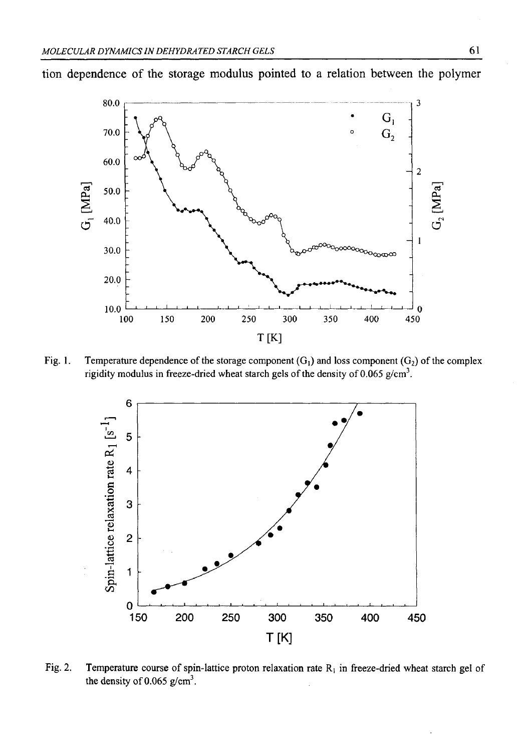tion dependence of the storage modulus pointed to a relation between the polymer

Fig. 1. Temperature dependence of the storage component ($G_1$) and loss component ($G_2$) of the complex rigidity modulus in freeze-dried wheat starch gels of the density of 0.065 g/cm$^3$.

Fig. 2. Temperature course of spin-lattice proton relaxation rate $R_1$ in freeze-dried wheat starch gel of the density of 0.065 g/cm$^3$.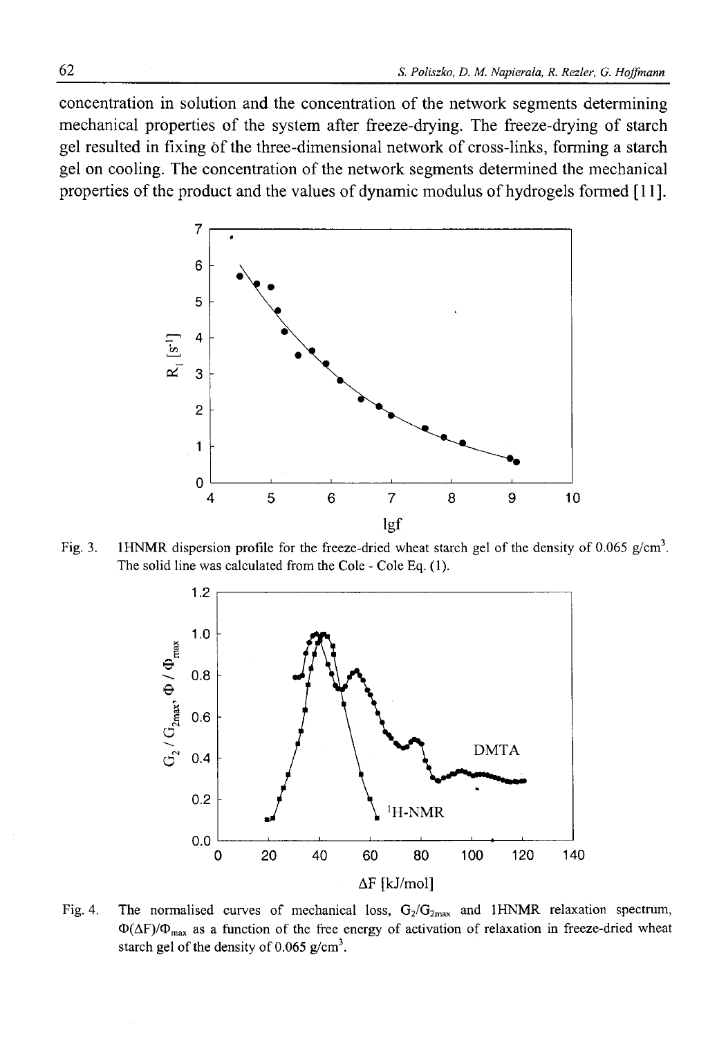concentration in solution and the concentration of the network segments determining mechanical properties of the system after freeze-drying. The freeze-drying of starch gel resulted in fixing of the three-dimensional network of cross-links, forming a starch gel on cooling. The concentration of the network segments determined the mechanical properties of the product and the values of dynamic modulus of hydrogels formed [11].

Fig. 3. 1HNMR dispersion profile for the freeze-dried wheat starch gel of the density of 0.065 g/cm$^3$. The solid line was calculated from the Cole - Cole Eq. (1).

Fig. 4. The normalised curves of mechanical loss, $G_2/G_{2max}$ and 1HNMR relaxation spectrum, $\Phi(\Delta F)/\Phi_{max}$ as a function of the free energy of activation of relaxation in freeze-dried wheat starch gel of the density of 0.065 g/cm$^3$.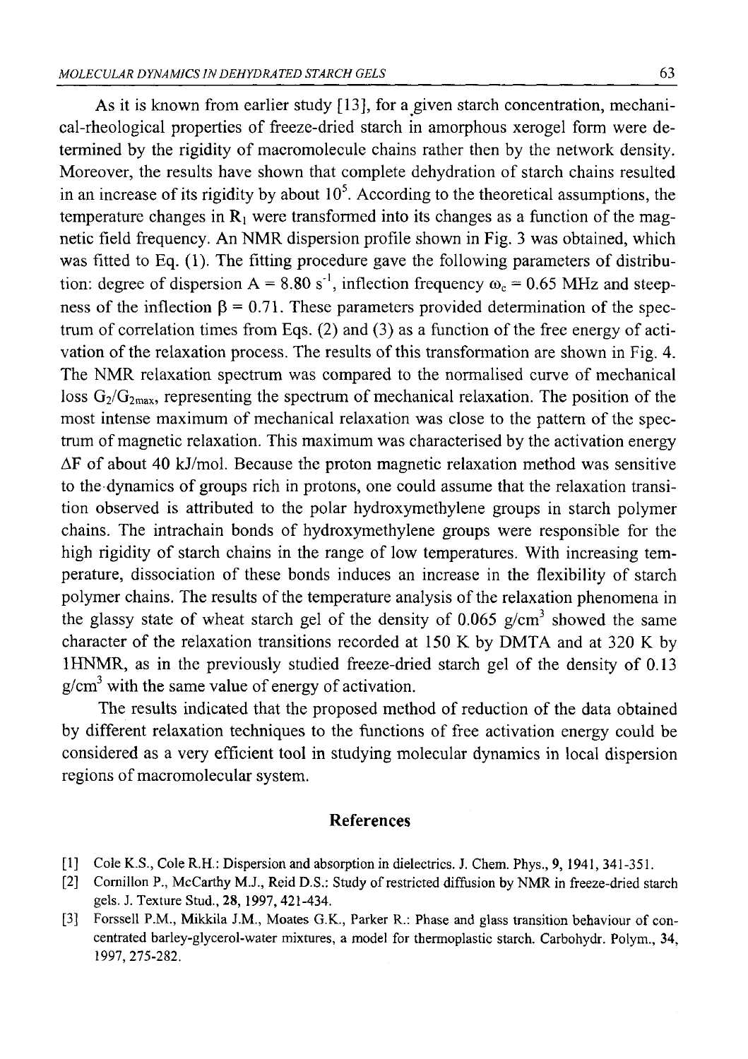As it is known from earlier study [13], for a given starch concentration, mechanical-rheological properties of freeze-dried starch in amorphous xerogel form were determined by the rigidity of macromolecule chains rather then by the network density. Moreover, the results have shown that complete dehydration of starch chains resulted in an increase of its rigidity by about $10^5$. According to the theoretical assumptions, the temperature changes in $R_1$ were transformed into its changes as a function of the magnetic field frequency. An NMR dispersion profile shown in Fig. 3 was obtained, which was fitted to Eq. (1). The fitting procedure gave the following parameters of distribution: degree of dispersion A = 8.80 $s^{-1}$, inflection frequency $\omega_c$ = 0.65 MHz and steepness of the inflection $\beta$ = 0.71. These parameters provided determination of the spectrum of correlation times from Eqs. (2) and (3) as a function of the free energy of activation of the relaxation process. The results of this transformation are shown in Fig. 4. The NMR relaxation spectrum was compared to the normalised curve of mechanical loss $G_2/G_{2max}$, representing the spectrum of mechanical relaxation. The position of the most intense maximum of mechanical relaxation was close to the pattern of the spectrum of magnetic relaxation. This maximum was characterised by the activation energy $\Delta F$ of about 40 kJ/mol. Because the proton magnetic relaxation method was sensitive to the dynamics of groups rich in protons, one could assume that the relaxation transition observed is attributed to the polar hydroxymethylene groups in starch polymer chains. The intrachain bonds of hydroxymethylene groups were responsible for the high rigidity of starch chains in the range of low temperatures. With increasing temperature, dissociation of these bonds induces an increase in the flexibility of starch polymer chains. The results of the temperature analysis of the relaxation phenomena in the glassy state of wheat starch gel of the density of 0.065 $g/cm^3$ showed the same character of the relaxation transitions recorded at 150 K by DMTA and at 320 K by 1HNMR, as in the previously studied freeze-dried starch gel of the density of 0.13 $g/cm^3$ with the same value of energy of activation.

The results indicated that the proposed method of reduction of the data obtained by different relaxation techniques to the functions of free activation energy could be considered as a very efficient tool in studying molecular dynamics in local dispersion regions of macromolecular system.

## References

[1] Cole K.S., Cole R.H.: Dispersion and absorption in dielectrics. J. Chem. Phys., 9, 1941, 341-351.

[2] Cornillon P., McCarthy M.J., Reid D.S.: Study of restricted diffusion by NMR in freeze-dried starch gels. J. Texture Stud., 28, 1997, 421-434.

[3] Forssell P.M., Mikkila J.M., Moates G.K., Parker R.: Phase and glass transition behaviour of concentrated barley-glycerol-water mixtures, a model for thermoplastic starch. Carbohydr. Polym., 34, 1997, 275-282.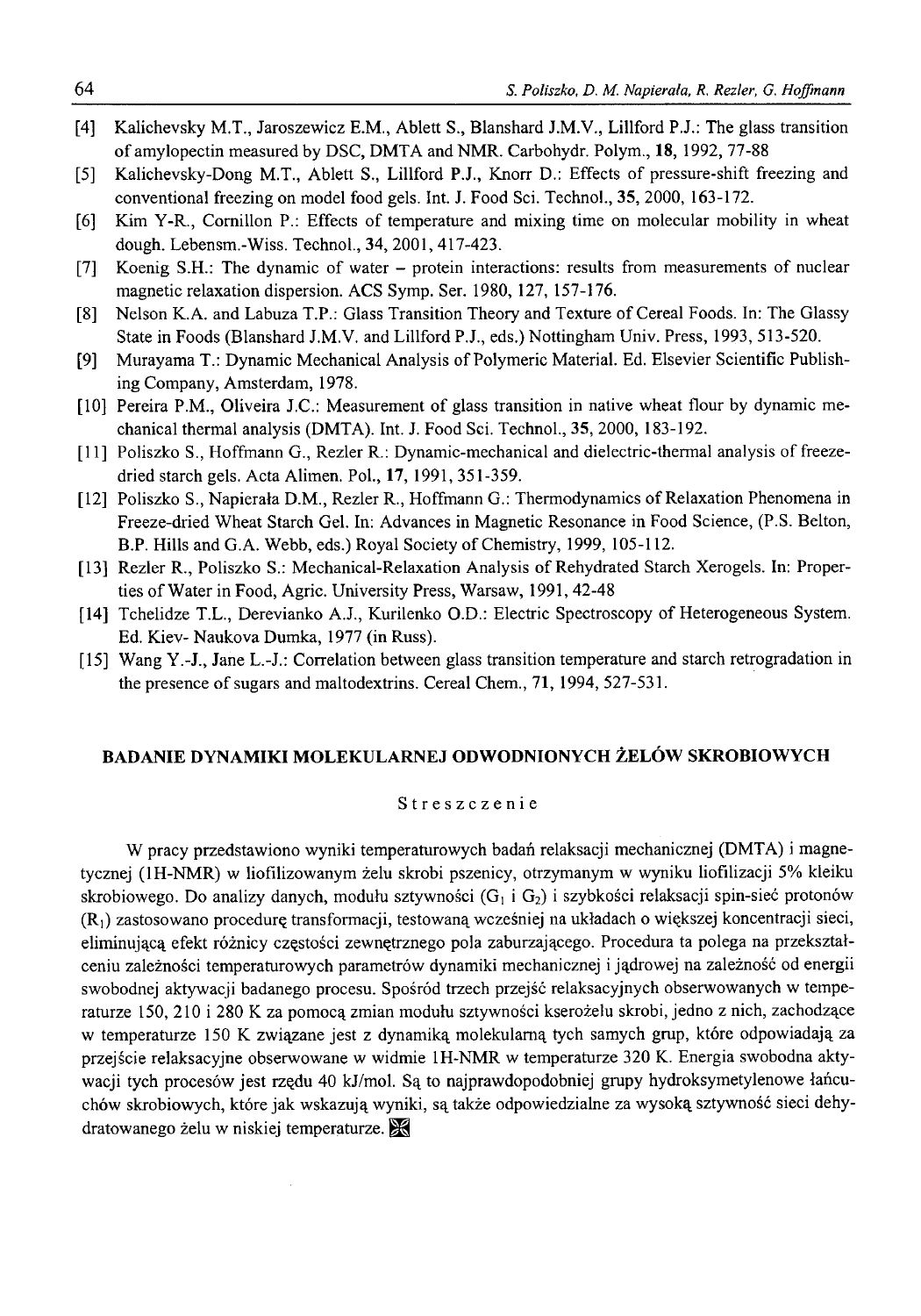[4] Kalichevsky M.T., Jaroszewicz E.M., Ablett S., Blanshard J.M.V., Lillford P.J.: The glass transition of amylopectin measured by DSC, DMTA and NMR. Carbohydr. Polym., **18**, 1992, 77-88

[5] Kalichevsky-Dong M.T., Ablett S., Lillford P.J., Knorr D.: Effects of pressure-shift freezing and conventional freezing on model food gels. Int. J. Food Sci. Technol., **35**, 2000, 163-172.

[6] Kim Y-R., Cornillon P.: Effects of temperature and mixing time on molecular mobility in wheat dough. Lebensm.-Wiss. Technol., **34**, 2001, 417-423.

[7] Koenig S.H.: The dynamic of water – protein interactions: results from measurements of nuclear magnetic relaxation dispersion. ACS Symp. Ser. 1980, 127, 157-176.

[8] Nelson K.A. and Labuza T.P.: Glass Transition Theory and Texture of Cereal Foods. In: The Glassy State in Foods (Blanshard J.M.V. and Lillford P.J., eds.) Nottingham Univ. Press, 1993, 513-520.

[9] Murayama T.: Dynamic Mechanical Analysis of Polymeric Material. Ed. Elsevier Scientific Publishing Company, Amsterdam, 1978.

[10] Pereira P.M., Oliveira J.C.: Measurement of glass transition in native wheat flour by dynamic mechanical thermal analysis (DMTA). Int. J. Food Sci. Technol., **35**, 2000, 183-192.

[11] Poliszko S., Hoffmann G., Rezler R.: Dynamic-mechanical and dielectric-thermal analysis of freeze-dried starch gels. Acta Alimen. Pol., **17**, 1991, 351-359.

[12] Poliszko S., Napierała D.M., Rezler R., Hoffmann G.: Thermodynamics of Relaxation Phenomena in Freeze-dried Wheat Starch Gel. In: Advances in Magnetic Resonance in Food Science, (P.S. Belton, B.P. Hills and G.A. Webb, eds.) Royal Society of Chemistry, 1999, 105-112.

[13] Rezler R., Poliszko S.: Mechanical-Relaxation Analysis of Rehydrated Starch Xerogels. In: Properties of Water in Food, Agric. University Press, Warsaw, 1991, 42-48

[14] Tchelidze T.L., Derevianko A.J., Kurilenko O.D.: Electric Spectroscopy of Heterogeneous System. Ed. Kiev- Naukova Dumka, 1977 (in Russ).

[15] Wang Y.-J., Jane L.-J.: Correlation between glass transition temperature and starch retrogradation in the presence of sugars and maltodextrins. Cereal Chem., **71**, 1994, 527-531.

## BADANIE DYNAMIKI MOLEKULARNEJ ODWODNIONYCH ŻELÓW SKROBIOWYCH

### Streszczenie

W pracy przedstawiono wyniki temperaturowych badań relaksacji mechanicznej (DMTA) i magnetycznej (1H-NMR) w liofilizowanym żelu skrobi pszenicy, otrzymanym w wyniku liofilizacji 5% kleiku skrobiowego. Do analizy danych, modułu sztywności ($G_1$ i $G_2$) i szybkości relaksacji spin-sieć protonów ($R_1$) zastosowano procedurę transformacji, testowaną wcześniej na układach o większej koncentracji sieci, eliminującą efekt różnicy częstości zewnętrznego pola zaburzającego. Procedura ta polega na przekształceniu zależności temperaturowych parametrów dynamiki mechanicznej i jądrowej na zależność od energii swobodnej aktywacji badanego procesu. Spośród trzech przejść relaksacyjnych obserwowanych w temperaturze 150, 210 i 280 K za pomocą zmian modułu sztywności kserożelu skrobi, jedno z nich, zachodzące w temperaturze 150 K związane jest z dynamiką molekularną tych samych grup, które odpowiadają za przejście relaksacyjne obserwowane w widmie 1H-NMR w temperaturze 320 K. Energia swobodna aktywacji tych procesów jest rzędu 40 kJ/mol. Są to najprawdopodobniej grupy hydroksymetylenowe łańcuchów skrobiowych, które jak wskazują wyniki, są także odpowiedzialne za wysoką sztywność sieci dehydratowanego żelu w niskiej temperaturze.